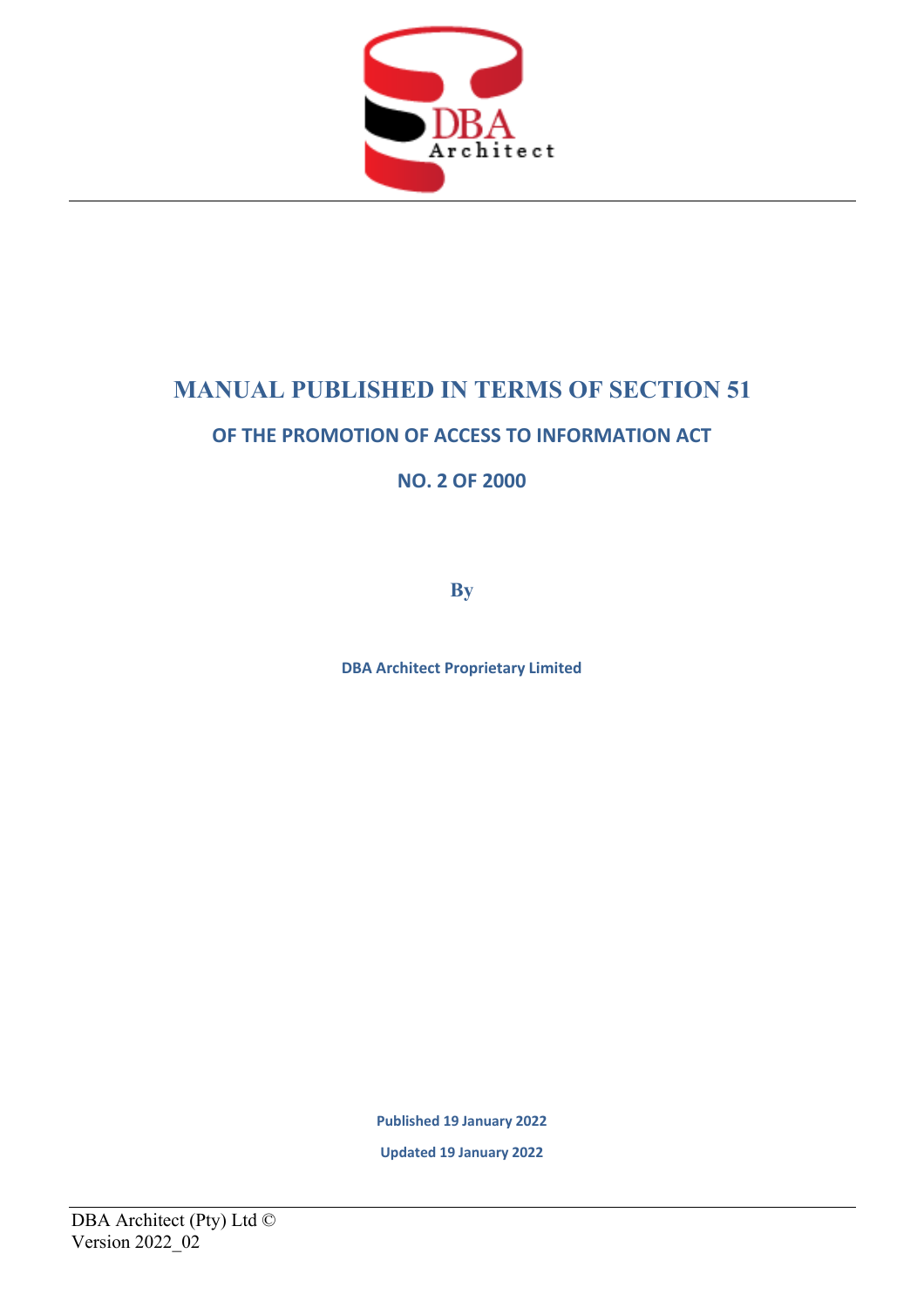# MANUAL PUBLISHED IN TERMS OF SECTION 51

## OF THE PROMOTION OF ACCESS TO INFORMATION ACT

## NO. 2 OF 2000

**By**

**DBA Architect Proprietary Limited**

**Published 19 January 2022**

**Updated 19 January 2022**

DBA Architect (Pty) Ltd ©
Version 2022_02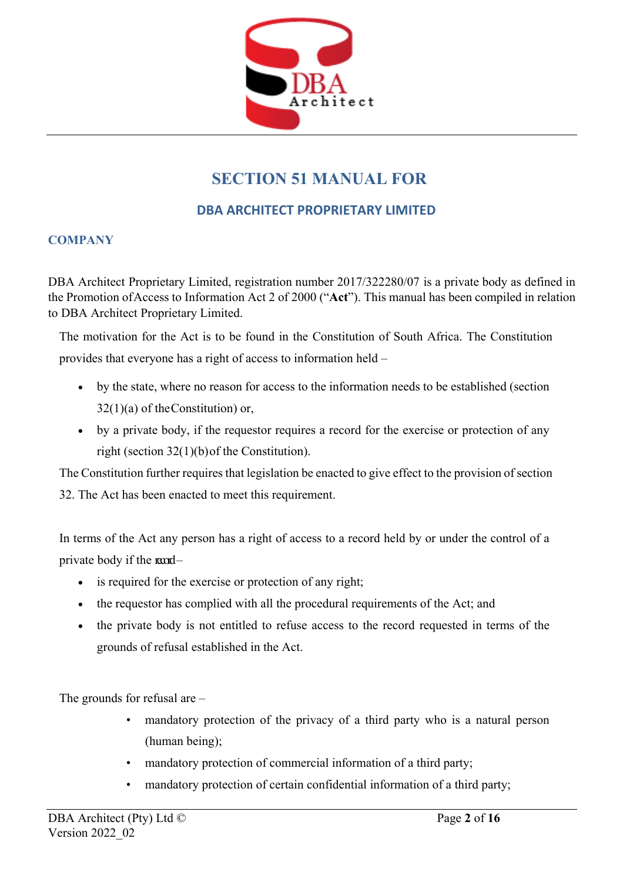# SECTION 51 MANUAL FOR

## DBA ARCHITECT PROPRIETARY LIMITED

### COMPANY

DBA Architect Proprietary Limited, registration number 2017/322280/07 is a private body as defined in the Promotion of Access to Information Act 2 of 2000 ("**Act**"). This manual has been compiled in relation to DBA Architect Proprietary Limited.

The motivation for the Act is to be found in the Constitution of South Africa. The Constitution provides that everyone has a right of access to information held –

- by the state, where no reason for access to the information needs to be established (section 32(1)(a) of the Constitution) or,
- by a private body, if the requestor requires a record for the exercise or protection of any right (section 32(1)(b) of the Constitution).

The Constitution further requires that legislation be enacted to give effect to the provision of section 32. The Act has been enacted to meet this requirement.

In terms of the Act any person has a right of access to a record held by or under the control of a private body if the record –

- is required for the exercise or protection of any right;
- the requestor has complied with all the procedural requirements of the Act; and
- the private body is not entitled to refuse access to the record requested in terms of the grounds of refusal established in the Act.

The grounds for refusal are –

- mandatory protection of the privacy of a third party who is a natural person (human being);
- mandatory protection of commercial information of a third party;
- mandatory protection of certain confidential information of a third party;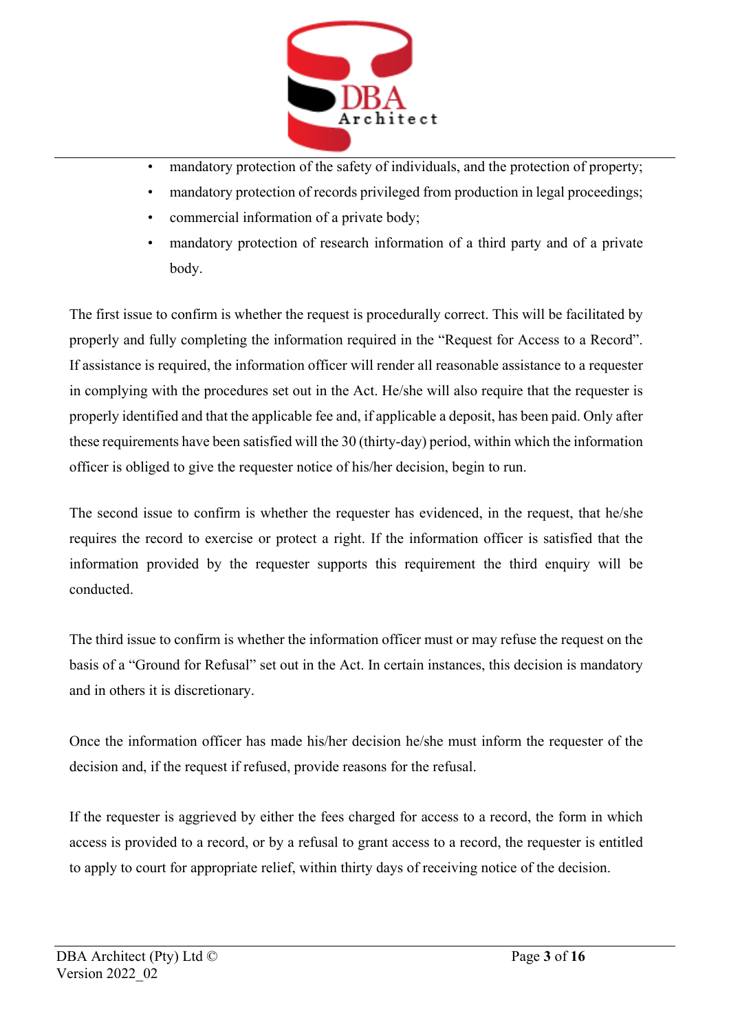- mandatory protection of the safety of individuals, and the protection of property;
- mandatory protection of records privileged from production in legal proceedings;
- commercial information of a private body;
- mandatory protection of research information of a third party and of a private body.

The first issue to confirm is whether the request is procedurally correct. This will be facilitated by properly and fully completing the information required in the "Request for Access to a Record". If assistance is required, the information officer will render all reasonable assistance to a requester in complying with the procedures set out in the Act. He/she will also require that the requester is properly identified and that the applicable fee and, if applicable a deposit, has been paid. Only after these requirements have been satisfied will the 30 (thirty-day) period, within which the information officer is obliged to give the requester notice of his/her decision, begin to run.

The second issue to confirm is whether the requester has evidenced, in the request, that he/she requires the record to exercise or protect a right. If the information officer is satisfied that the information provided by the requester supports this requirement the third enquiry will be conducted.

The third issue to confirm is whether the information officer must or may refuse the request on the basis of a "Ground for Refusal" set out in the Act. In certain instances, this decision is mandatory and in others it is discretionary.

Once the information officer has made his/her decision he/she must inform the requester of the decision and, if the request if refused, provide reasons for the refusal.

If the requester is aggrieved by either the fees charged for access to a record, the form in which access is provided to a record, or by a refusal to grant access to a record, the requester is entitled to apply to court for appropriate relief, within thirty days of receiving notice of the decision.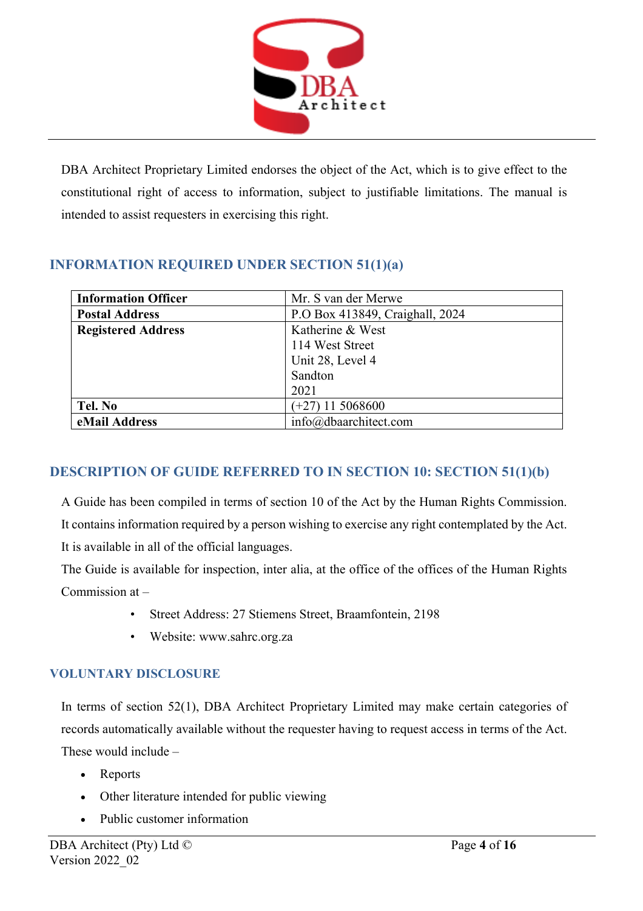DBA Architect Proprietary Limited endorses the object of the Act, which is to give effect to the constitutional right of access to information, subject to justifiable limitations. The manual is intended to assist requesters in exercising this right.

## INFORMATION REQUIRED UNDER SECTION 51(1)(a)

| **Information Officer** | Mr. S van der Merwe |
|---|---|
| **Postal Address** | P.O Box 413849, Craighall, 2024 |
| **Registered Address** | Katherine & West<br>114 West Street<br>Unit 28, Level 4<br>Sandton<br>2021 |
| **Tel. No** | (+27) 11 5068600 |
| **eMail Address** | info@dbaarchitect.com |

## DESCRIPTION OF GUIDE REFERRED TO IN SECTION 10: SECTION 51(1)(b)

A Guide has been compiled in terms of section 10 of the Act by the Human Rights Commission. It contains information required by a person wishing to exercise any right contemplated by the Act. It is available in all of the official languages.

The Guide is available for inspection, inter alia, at the office of the offices of the Human Rights Commission at –

- Street Address: 27 Stiemens Street, Braamfontein, 2198
- Website: www.sahrc.org.za

## VOLUNTARY DISCLOSURE

In terms of section 52(1), DBA Architect Proprietary Limited may make certain categories of records automatically available without the requester having to request access in terms of the Act. These would include –

- Reports
- Other literature intended for public viewing
- Public customer information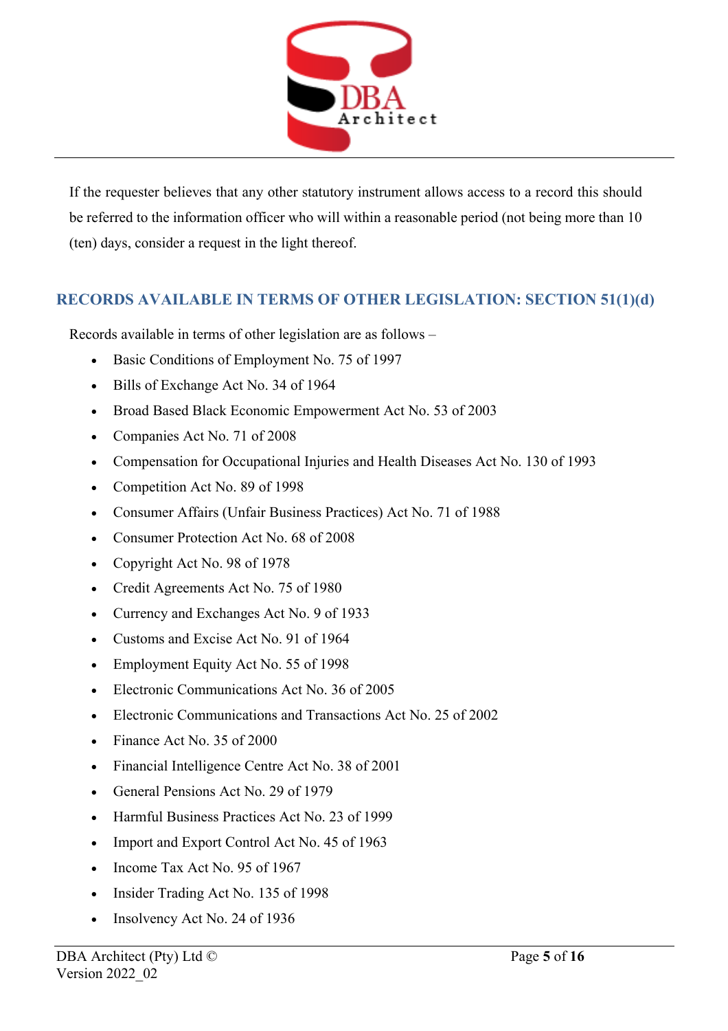If the requester believes that any other statutory instrument allows access to a record this should be referred to the information officer who will within a reasonable period (not being more than 10 (ten) days, consider a request in the light thereof.

## RECORDS AVAILABLE IN TERMS OF OTHER LEGISLATION: SECTION 51(1)(d)

Records available in terms of other legislation are as follows –

- Basic Conditions of Employment No. 75 of 1997
- Bills of Exchange Act No. 34 of 1964
- Broad Based Black Economic Empowerment Act No. 53 of 2003
- Companies Act No. 71 of 2008
- Compensation for Occupational Injuries and Health Diseases Act No. 130 of 1993
- Competition Act No. 89 of 1998
- Consumer Affairs (Unfair Business Practices) Act No. 71 of 1988
- Consumer Protection Act No. 68 of 2008
- Copyright Act No. 98 of 1978
- Credit Agreements Act No. 75 of 1980
- Currency and Exchanges Act No. 9 of 1933
- Customs and Excise Act No. 91 of 1964
- Employment Equity Act No. 55 of 1998
- Electronic Communications Act No. 36 of 2005
- Electronic Communications and Transactions Act No. 25 of 2002
- Finance Act No. 35 of 2000
- Financial Intelligence Centre Act No. 38 of 2001
- General Pensions Act No. 29 of 1979
- Harmful Business Practices Act No. 23 of 1999
- Import and Export Control Act No. 45 of 1963
- Income Tax Act No. 95 of 1967
- Insider Trading Act No. 135 of 1998
- Insolvency Act No. 24 of 1936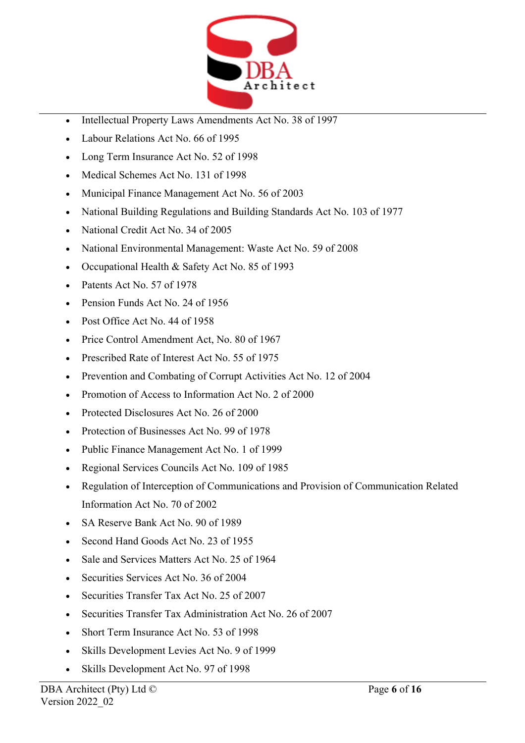- Intellectual Property Laws Amendments Act No. 38 of 1997
- Labour Relations Act No. 66 of 1995
- Long Term Insurance Act No. 52 of 1998
- Medical Schemes Act No. 131 of 1998
- Municipal Finance Management Act No. 56 of 2003
- National Building Regulations and Building Standards Act No. 103 of 1977
- National Credit Act No. 34 of 2005
- National Environmental Management: Waste Act No. 59 of 2008
- Occupational Health & Safety Act No. 85 of 1993
- Patents Act No. 57 of 1978
- Pension Funds Act No. 24 of 1956
- Post Office Act No. 44 of 1958
- Price Control Amendment Act, No. 80 of 1967
- Prescribed Rate of Interest Act No. 55 of 1975
- Prevention and Combating of Corrupt Activities Act No. 12 of 2004
- Promotion of Access to Information Act No. 2 of 2000
- Protected Disclosures Act No. 26 of 2000
- Protection of Businesses Act No. 99 of 1978
- Public Finance Management Act No. 1 of 1999
- Regional Services Councils Act No. 109 of 1985
- Regulation of Interception of Communications and Provision of Communication Related Information Act No. 70 of 2002
- SA Reserve Bank Act No. 90 of 1989
- Second Hand Goods Act No. 23 of 1955
- Sale and Services Matters Act No. 25 of 1964
- Securities Services Act No. 36 of 2004
- Securities Transfer Tax Act No. 25 of 2007
- Securities Transfer Tax Administration Act No. 26 of 2007
- Short Term Insurance Act No. 53 of 1998
- Skills Development Levies Act No. 9 of 1999
- Skills Development Act No. 97 of 1998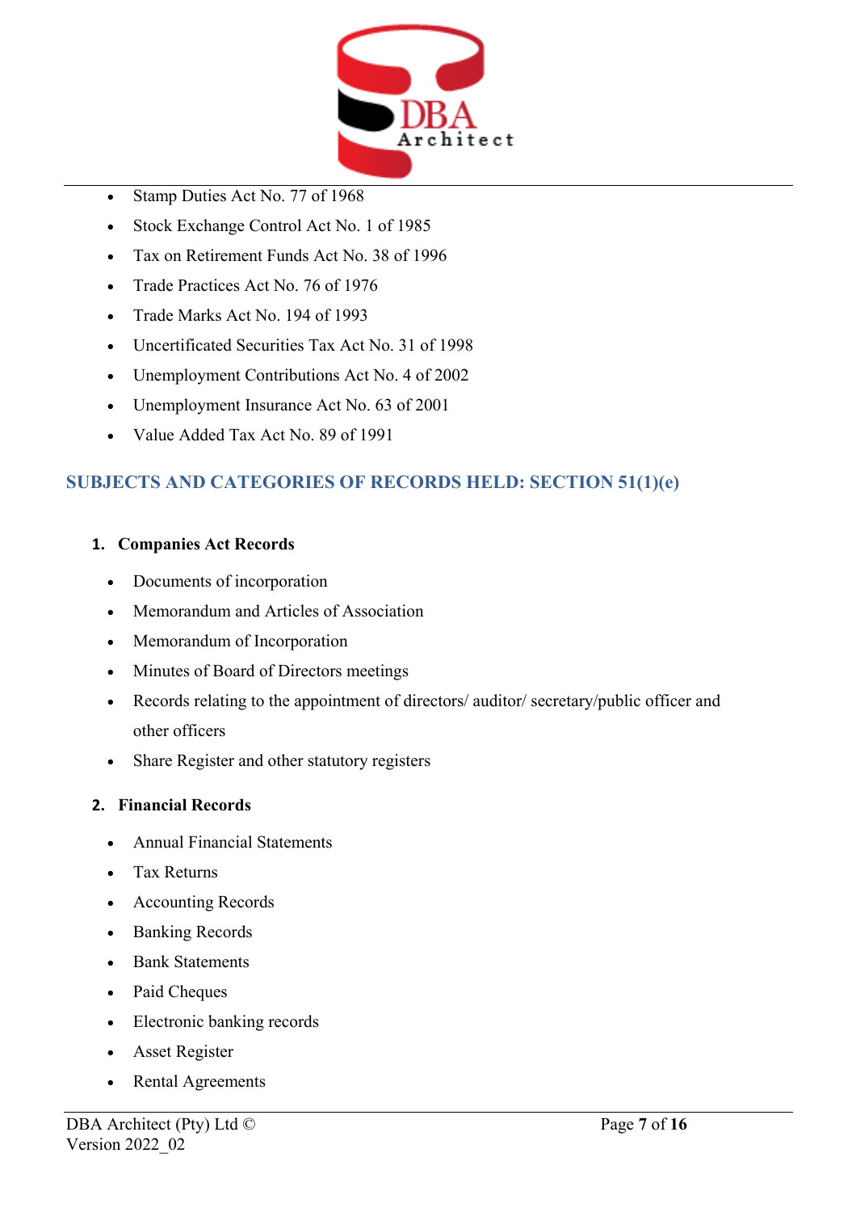- Stamp Duties Act No. 77 of 1968
- Stock Exchange Control Act No. 1 of 1985
- Tax on Retirement Funds Act No. 38 of 1996
- Trade Practices Act No. 76 of 1976
- Trade Marks Act No. 194 of 1993
- Uncertificated Securities Tax Act No. 31 of 1998
- Unemployment Contributions Act No. 4 of 2002
- Unemployment Insurance Act No. 63 of 2001
- Value Added Tax Act No. 89 of 1991

## SUBJECTS AND CATEGORIES OF RECORDS HELD: SECTION 51(1)(e)

**1. Companies Act Records**

- Documents of incorporation
- Memorandum and Articles of Association
- Memorandum of Incorporation
- Minutes of Board of Directors meetings
- Records relating to the appointment of directors/ auditor/ secretary/public officer and other officers
- Share Register and other statutory registers

**2. Financial Records**

- Annual Financial Statements
- Tax Returns
- Accounting Records
- Banking Records
- Bank Statements
- Paid Cheques
- Electronic banking records
- Asset Register
- Rental Agreements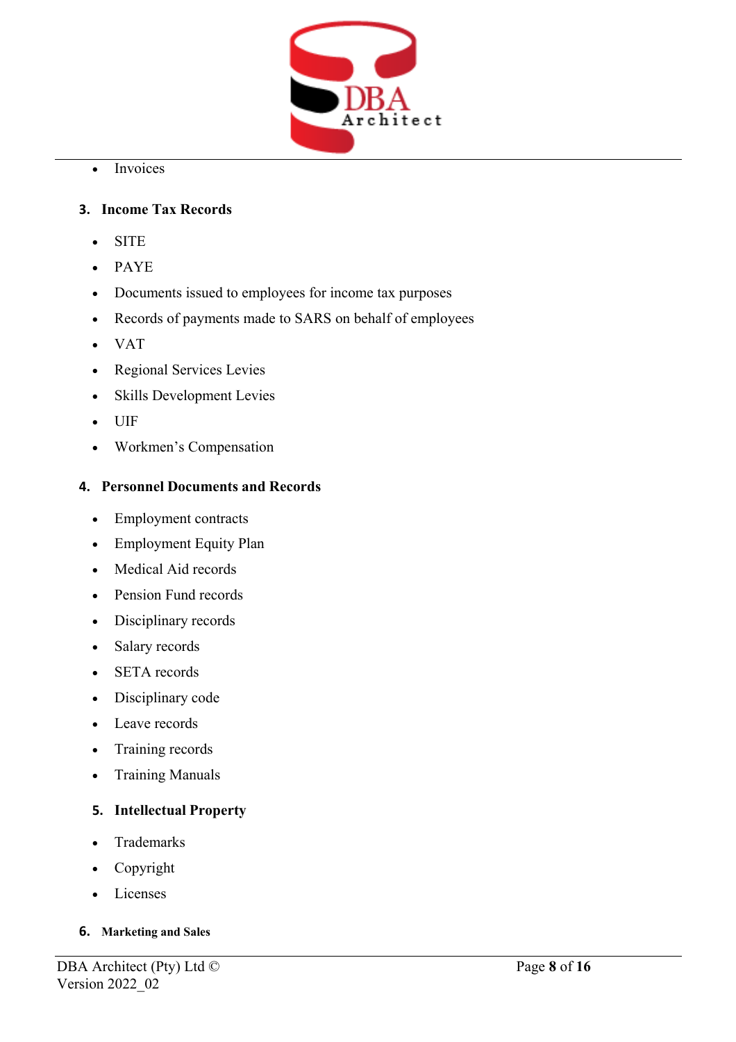- Invoices

**3. Income Tax Records**

- SITE
- PAYE
- Documents issued to employees for income tax purposes
- Records of payments made to SARS on behalf of employees
- VAT
- Regional Services Levies
- Skills Development Levies
- UIF
- Workmen's Compensation

**4. Personnel Documents and Records**

- Employment contracts
- Employment Equity Plan
- Medical Aid records
- Pension Fund records
- Disciplinary records
- Salary records
- SETA records
- Disciplinary code
- Leave records
- Training records
- Training Manuals

**5. Intellectual Property**

- Trademarks
- Copyright
- Licenses

**6. Marketing and Sales**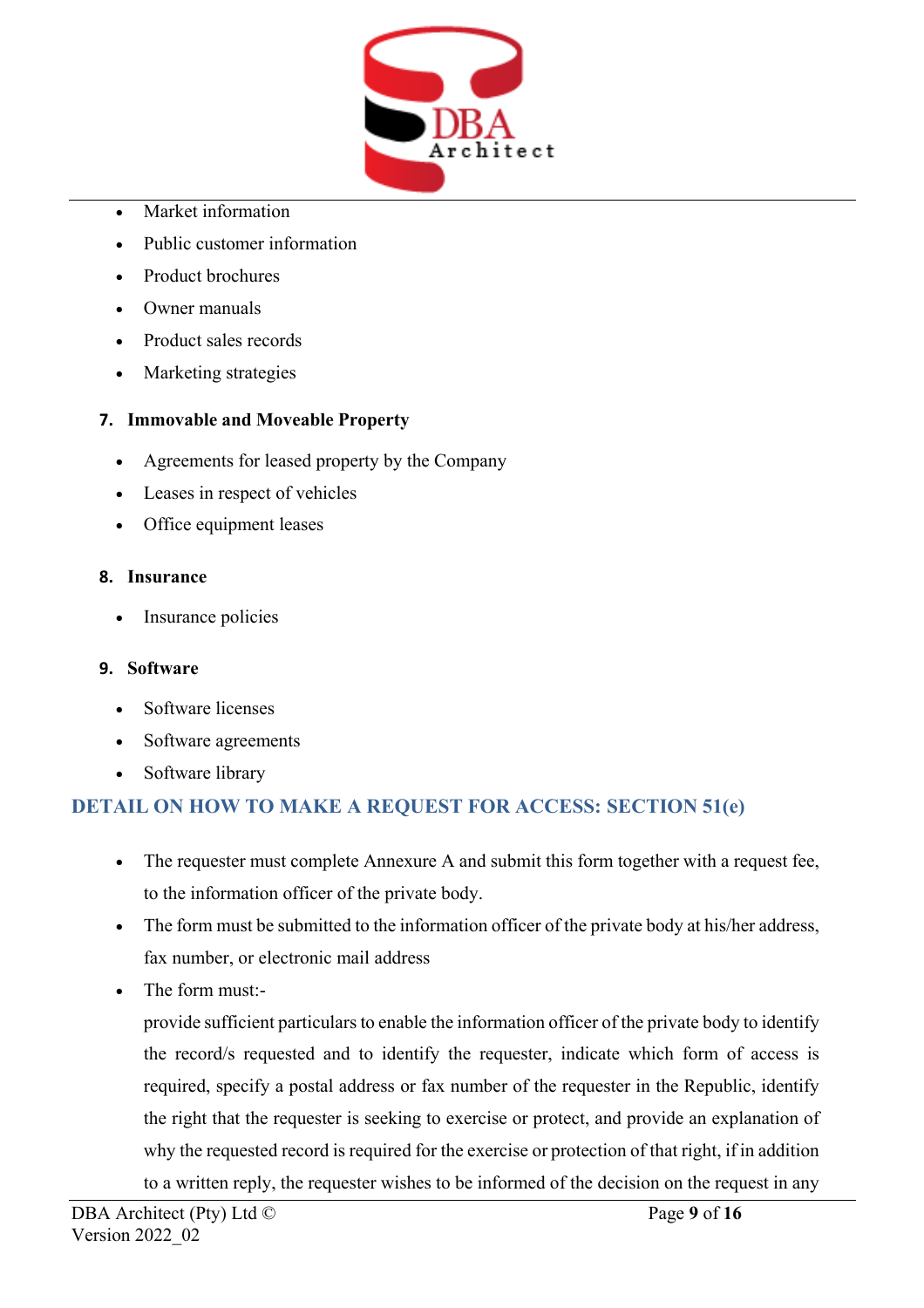- Market information
- Public customer information
- Product brochures
- Owner manuals
- Product sales records
- Marketing strategies

**7. Immovable and Moveable Property**

- Agreements for leased property by the Company
- Leases in respect of vehicles
- Office equipment leases

**8. Insurance**

- Insurance policies

**9. Software**

- Software licenses
- Software agreements
- Software library

## DETAIL ON HOW TO MAKE A REQUEST FOR ACCESS: SECTION 51(e)

- The requester must complete Annexure A and submit this form together with a request fee, to the information officer of the private body.
- The form must be submitted to the information officer of the private body at his/her address, fax number, or electronic mail address
- The form must:-

  provide sufficient particulars to enable the information officer of the private body to identify the record/s requested and to identify the requester, indicate which form of access is required, specify a postal address or fax number of the requester in the Republic, identify the right that the requester is seeking to exercise or protect, and provide an explanation of why the requested record is required for the exercise or protection of that right, if in addition to a written reply, the requester wishes to be informed of the decision on the request in any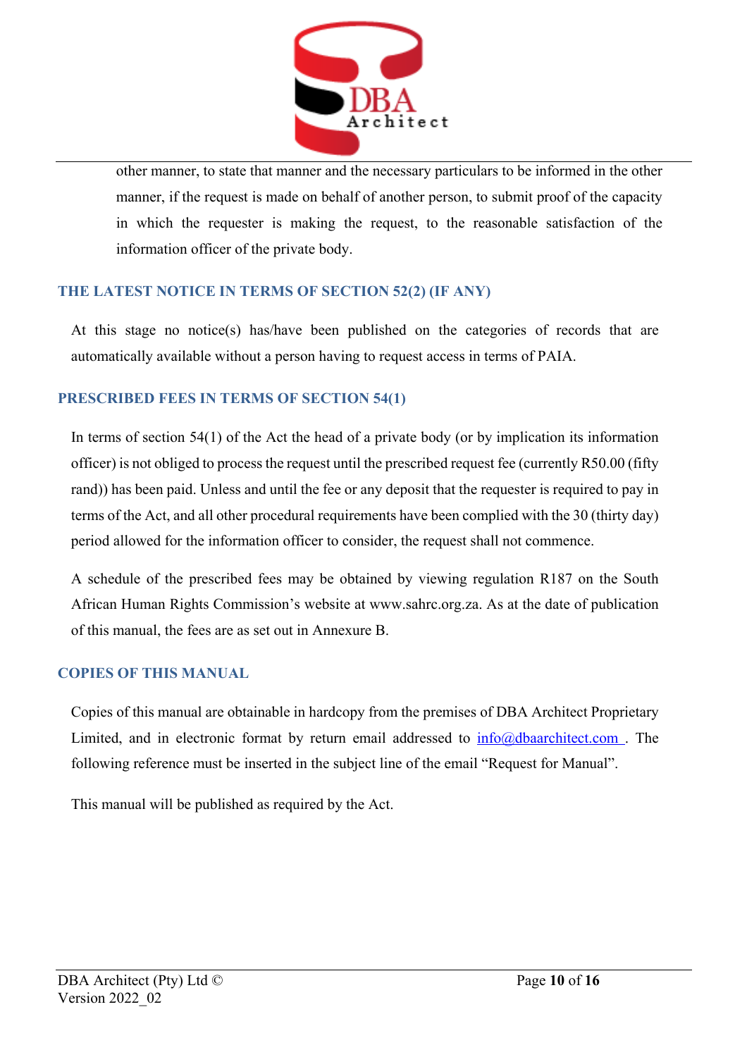other manner, to state that manner and the necessary particulars to be informed in the other manner, if the request is made on behalf of another person, to submit proof of the capacity in which the requester is making the request, to the reasonable satisfaction of the information officer of the private body.

## THE LATEST NOTICE IN TERMS OF SECTION 52(2) (IF ANY)

At this stage no notice(s) has/have been published on the categories of records that are automatically available without a person having to request access in terms of PAIA.

## PRESCRIBED FEES IN TERMS OF SECTION 54(1)

In terms of section 54(1) of the Act the head of a private body (or by implication its information officer) is not obliged to process the request until the prescribed request fee (currently R50.00 (fifty rand)) has been paid. Unless and until the fee or any deposit that the requester is required to pay in terms of the Act, and all other procedural requirements have been complied with the 30 (thirty day) period allowed for the information officer to consider, the request shall not commence.

A schedule of the prescribed fees may be obtained by viewing regulation R187 on the South African Human Rights Commission's website at www.sahrc.org.za. As at the date of publication of this manual, the fees are as set out in Annexure B.

## COPIES OF THIS MANUAL

Copies of this manual are obtainable in hardcopy from the premises of DBA Architect Proprietary Limited, and in electronic format by return email addressed to info@dbaarchitect.com . The following reference must be inserted in the subject line of the email "Request for Manual".

This manual will be published as required by the Act.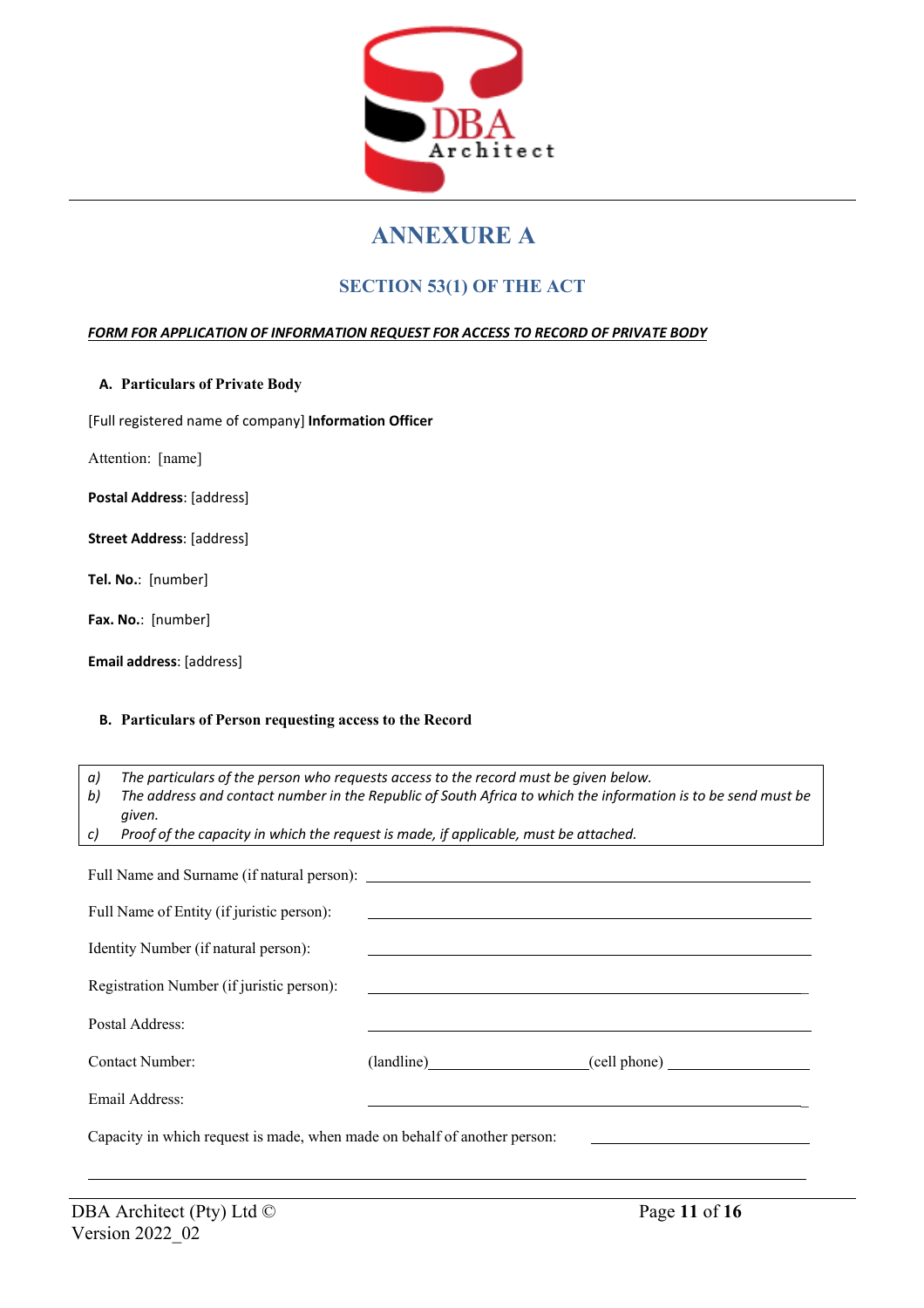# ANNEXURE A

## SECTION 53(1) OF THE ACT

***FORM FOR APPLICATION OF INFORMATION REQUEST FOR ACCESS TO RECORD OF PRIVATE BODY***

### A. Particulars of Private Body

[Full registered name of company] **Information Officer**

Attention: [name]

**Postal Address**: [address]

**Street Address**: [address]

**Tel. No.**: [number]

**Fax. No.**: [number]

**Email address**: [address]

### B. Particulars of Person requesting access to the Record

*a) The particulars of the person who requests access to the record must be given below.*
*b) The address and contact number in the Republic of South Africa to which the information is to be send must be given.*
*c) Proof of the capacity in which the request is made, if applicable, must be attached.*

Full Name and Surname (if natural person): ______________________________

Full Name of Entity (if juristic person): ______________________________

Identity Number (if natural person): ______________________________

Registration Number (if juristic person): ______________________________

Postal Address: ______________________________

Contact Number: (landline)____________________(cell phone) ______________

Email Address: ______________________________

Capacity in which request is made, when made on behalf of another person: ______________________

______________________________________________________________________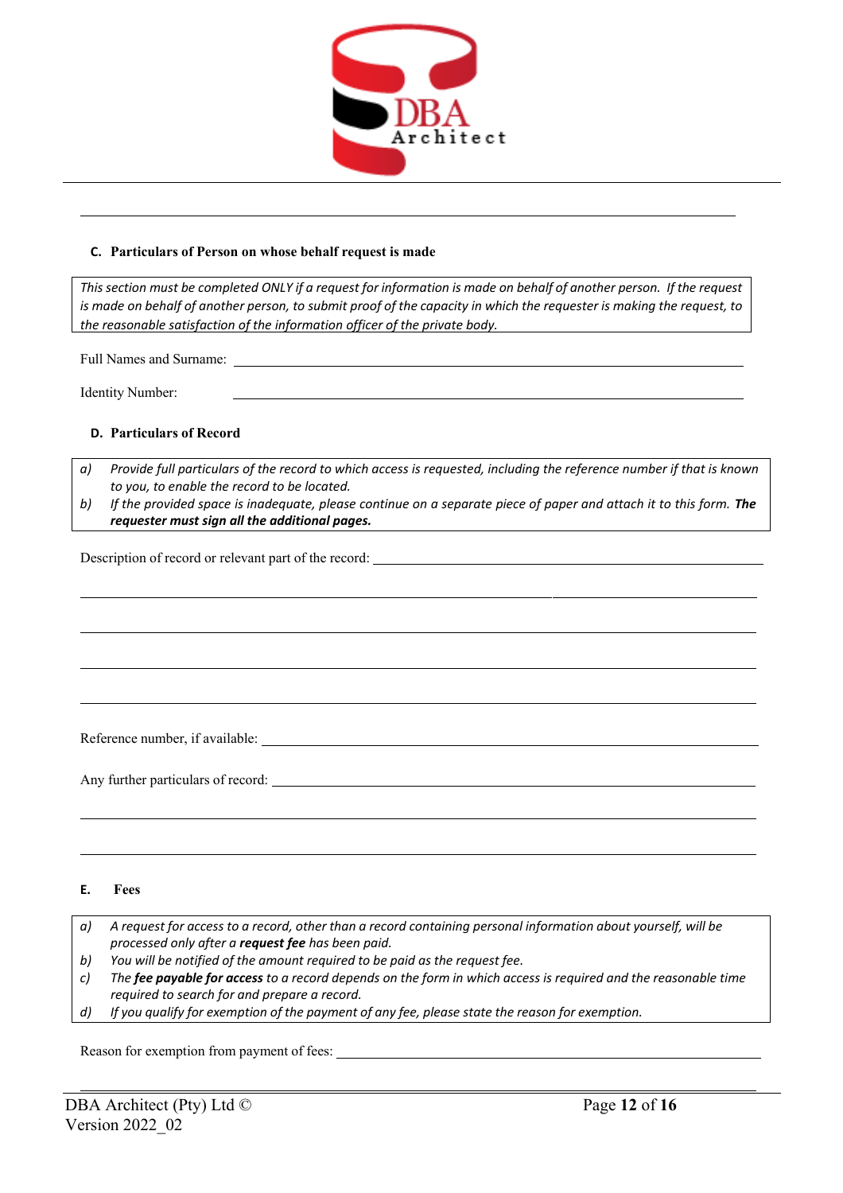### C. Particulars of Person on whose behalf request is made

*This section must be completed ONLY if a request for information is made on behalf of another person. If the request is made on behalf of another person, to submit proof of the capacity in which the requester is making the request, to the reasonable satisfaction of the information officer of the private body.*

Full Names and Surname: ____________________________________________

Identity Number: ____________________________________________

### D. Particulars of Record

a) *Provide full particulars of the record to which access is requested, including the reference number if that is known to you, to enable the record to be located.*

b) *If the provided space is inadequate, please continue on a separate piece of paper and attach it to this form.* ***The requester must sign all the additional pages.***

Description of record or relevant part of the record: ____________________________________________

____________________________________________

____________________________________________

____________________________________________

____________________________________________

Reference number, if available: ____________________________________________

Any further particulars of record: ____________________________________________

____________________________________________

____________________________________________

### E. Fees

a) *A request for access to a record, other than a record containing personal information about yourself, will be processed only after a* ***request fee*** *has been paid.*

b) *You will be notified of the amount required to be paid as the request fee.*

c) *The* ***fee payable for access*** *to a record depends on the form in which access is required and the reasonable time required to search for and prepare a record.*

d) *If you qualify for exemption of the payment of any fee, please state the reason for exemption.*

Reason for exemption from payment of fees: ____________________________________________

____________________________________________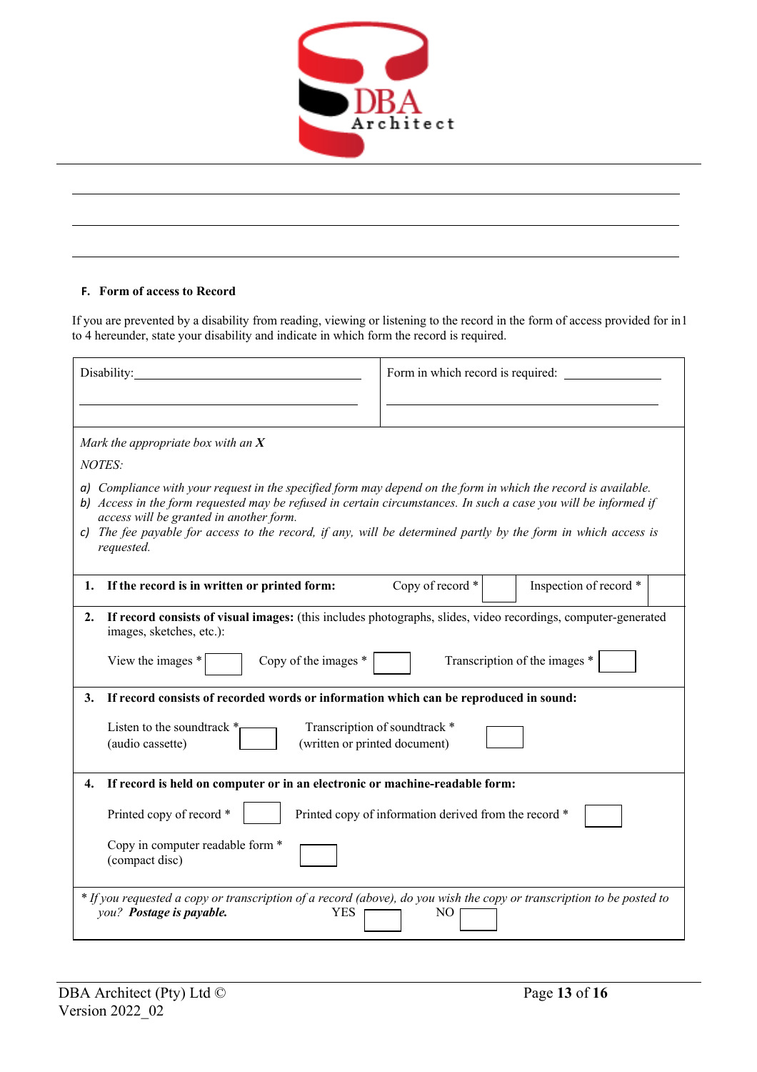\_\_\_\_\_\_\_\_\_\_\_\_\_\_\_\_\_\_\_\_\_\_\_\_\_\_\_\_\_\_\_\_\_\_\_\_\_\_\_\_\_\_\_\_\_\_\_\_\_\_\_\_\_\_\_\_\_\_\_\_\_\_\_\_\_\_\_\_\_\_

\_\_\_\_\_\_\_\_\_\_\_\_\_\_\_\_\_\_\_\_\_\_\_\_\_\_\_\_\_\_\_\_\_\_\_\_\_\_\_\_\_\_\_\_\_\_\_\_\_\_\_\_\_\_\_\_\_\_\_\_\_\_\_\_\_\_\_\_\_\_

\_\_\_\_\_\_\_\_\_\_\_\_\_\_\_\_\_\_\_\_\_\_\_\_\_\_\_\_\_\_\_\_\_\_\_\_\_\_\_\_\_\_\_\_\_\_\_\_\_\_\_\_\_\_\_\_\_\_\_\_\_\_\_\_\_\_\_\_\_\_

**F. Form of access to Record**

If you are prevented by a disability from reading, viewing or listening to the record in the form of access provided for in1 to 4 hereunder, state your disability and indicate in which form the record is required.

| Disability: \_\_\_\_\_\_\_\_\_\_\_\_\_\_\_\_\_\_\_\_\_\_\_\_\_\_\_\_\_\_\_\_ | Form in which record is required: \_\_\_\_\_\_\_\_\_\_\_\_\_\_\_\_\_\_\_\_ |
|---|---|

*Mark the appropriate box with an* ***X***

*NOTES:*

a) *Compliance with your request in the specified form may depend on the form in which the record is available.*
b) *Access in the form requested may be refused in certain circumstances. In such a case you will be informed if access will be granted in another form.*
c) *The fee payable for access to the record, if any, will be determined partly by the form in which access is requested.*

**1. If the record is in written or printed form:**

Copy of record * [ ] Inspection of record * [ ]

**2. If record consists of visual images:** (this includes photographs, slides, video recordings, computer-generated images, sketches, etc.):

View the images * [ ] Copy of the images * [ ] Transcription of the images * [ ]

**3. If record consists of recorded words or information which can be reproduced in sound:**

Listen to the soundtrack * (audio cassette) [ ] Transcription of soundtrack * (written or printed document) [ ]

**4. If record is held on computer or in an electronic or machine-readable form:**

Printed copy of record * [ ] Printed copy of information derived from the record * [ ]

Copy in computer readable form * (compact disc) [ ]

\* *If you requested a copy or transcription of a record (above), do you wish the copy or transcription to be posted to you?* ***Postage is payable.*** YES [ ] NO [ ]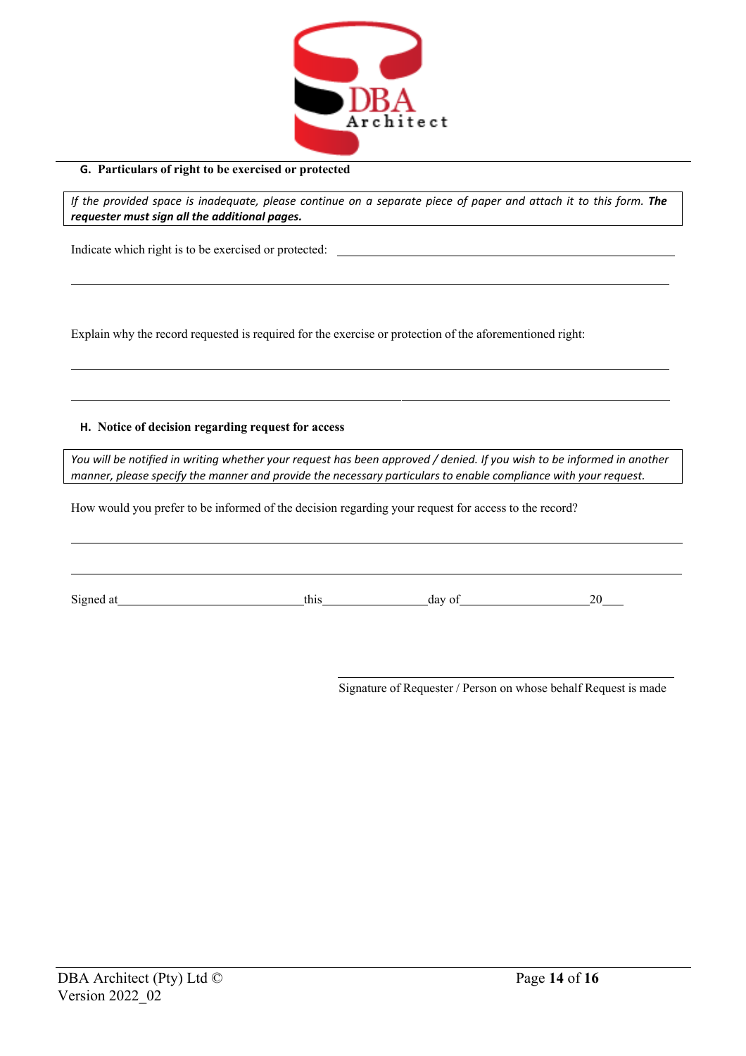## G. Particulars of right to be exercised or protected

*If the provided space is inadequate, please continue on a separate piece of paper and attach it to this form.* ***The requester must sign all the additional pages.***

Indicate which right is to be exercised or protected: ______________________________________________

______________________________________________________________________________

Explain why the record requested is required for the exercise or protection of the aforementioned right:

______________________________________________________________________________

______________________________________________________________________________

## H. Notice of decision regarding request for access

*You will be notified in writing whether your request has been approved / denied. If you wish to be informed in another manner, please specify the manner and provide the necessary particulars to enable compliance with your request.*

How would you prefer to be informed of the decision regarding your request for access to the record?

______________________________________________________________________________

______________________________________________________________________________

Signed at ______________________ this ______________ day of ________________ 20___

______________________________________________

Signature of Requester / Person on whose behalf Request is made

DBA Architect (Pty) Ltd ©
Version 2022_02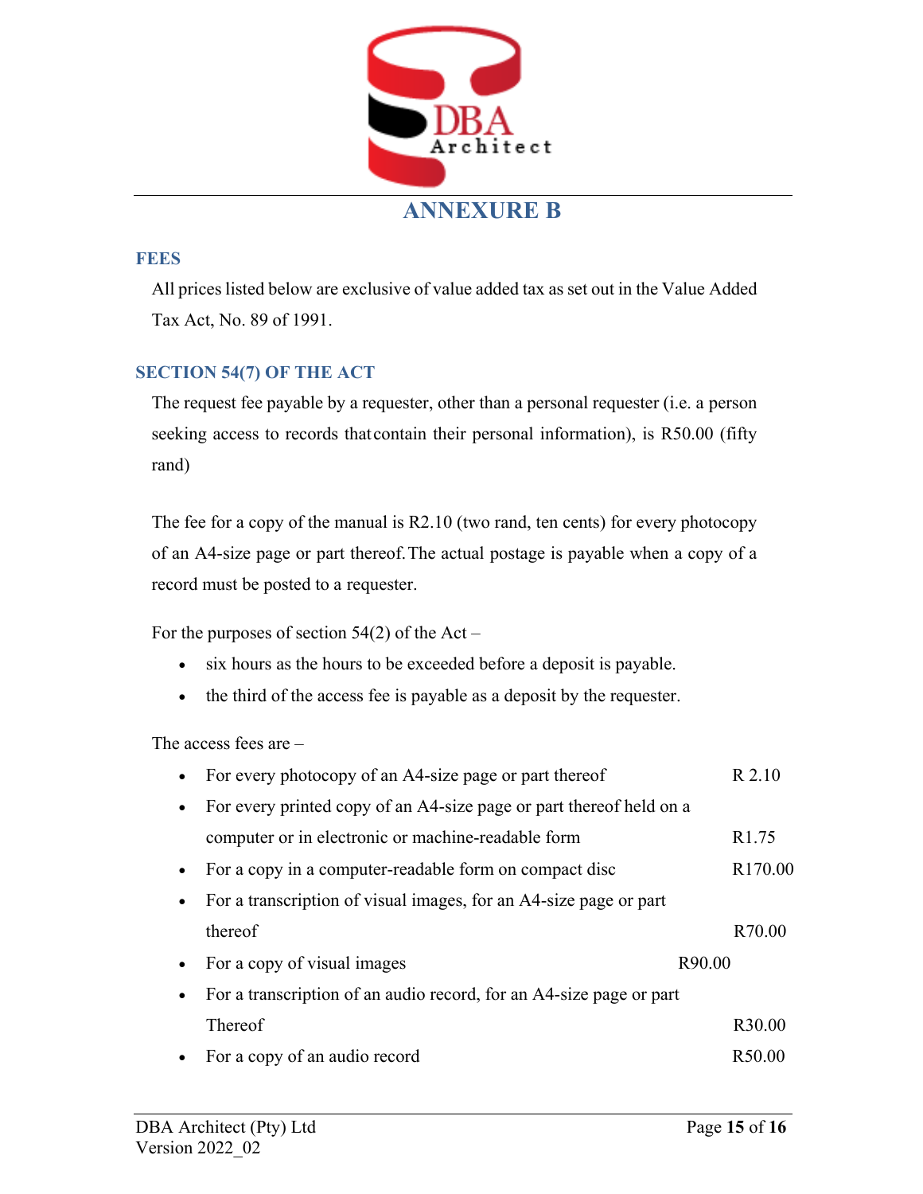# ANNEXURE B

## FEES

All prices listed below are exclusive of value added tax as set out in the Value Added Tax Act, No. 89 of 1991.

## SECTION 54(7) OF THE ACT

The request fee payable by a requester, other than a personal requester (i.e. a person seeking access to records that contain their personal information), is R50.00 (fifty rand)

The fee for a copy of the manual is R2.10 (two rand, ten cents) for every photocopy of an A4-size page or part thereof. The actual postage is payable when a copy of a record must be posted to a requester.

For the purposes of section 54(2) of the Act –

- six hours as the hours to be exceeded before a deposit is payable.
- the third of the access fee is payable as a deposit by the requester.

The access fees are –

- For every photocopy of an A4-size page or part thereof R 2.10
- For every printed copy of an A4-size page or part thereof held on a computer or in electronic or machine-readable form R1.75
- For a copy in a computer-readable form on compact disc R170.00
- For a transcription of visual images, for an A4-size page or part thereof R70.00
- For a copy of visual images R90.00
- For a transcription of an audio record, for an A4-size page or part Thereof R30.00
- For a copy of an audio record R50.00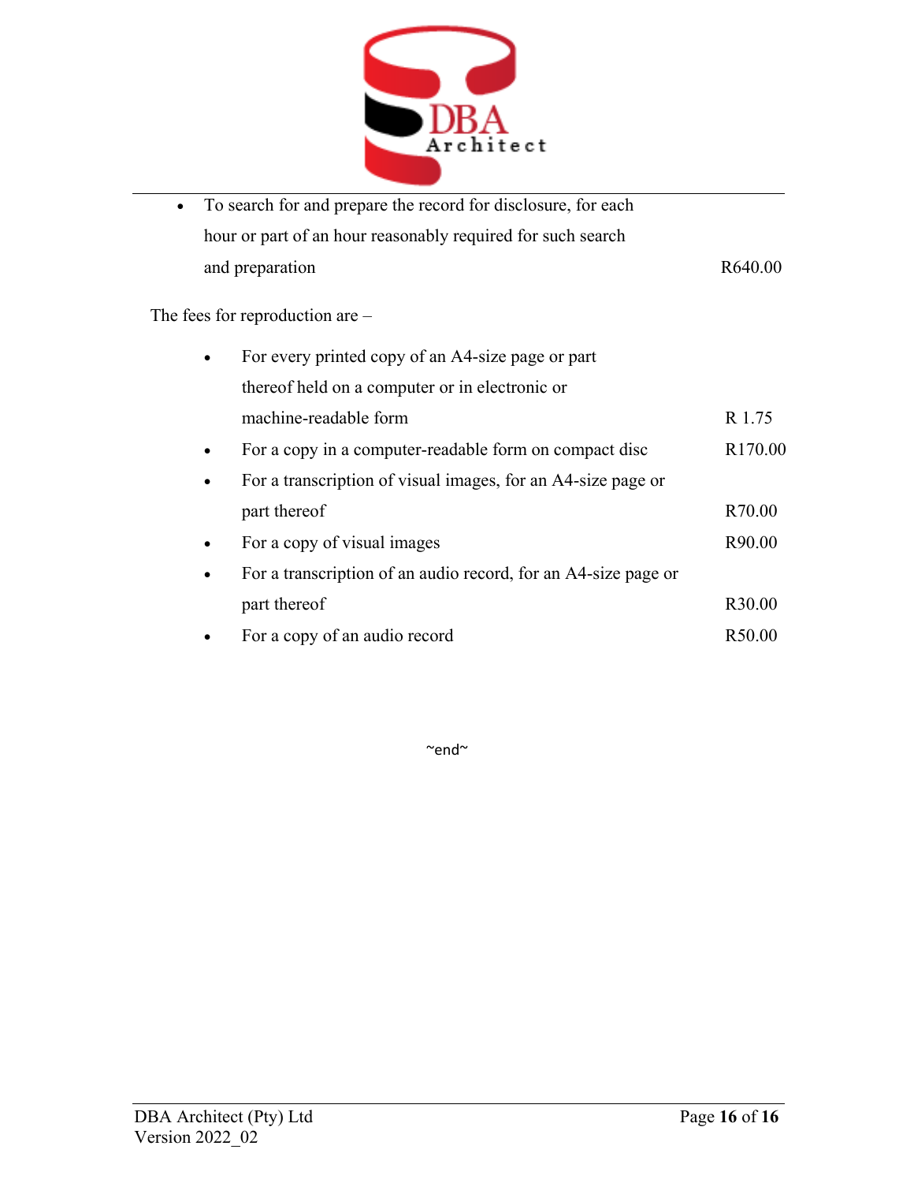- To search for and prepare the record for disclosure, for each hour or part of an hour reasonably required for such search and preparation R640.00

The fees for reproduction are –

- For every printed copy of an A4-size page or part thereof held on a computer or in electronic or machine-readable form R 1.75
- For a copy in a computer-readable form on compact disc R170.00
- For a transcription of visual images, for an A4-size page or part thereof R70.00
- For a copy of visual images R90.00
- For a transcription of an audio record, for an A4-size page or part thereof R30.00
- For a copy of an audio record R50.00

~end~